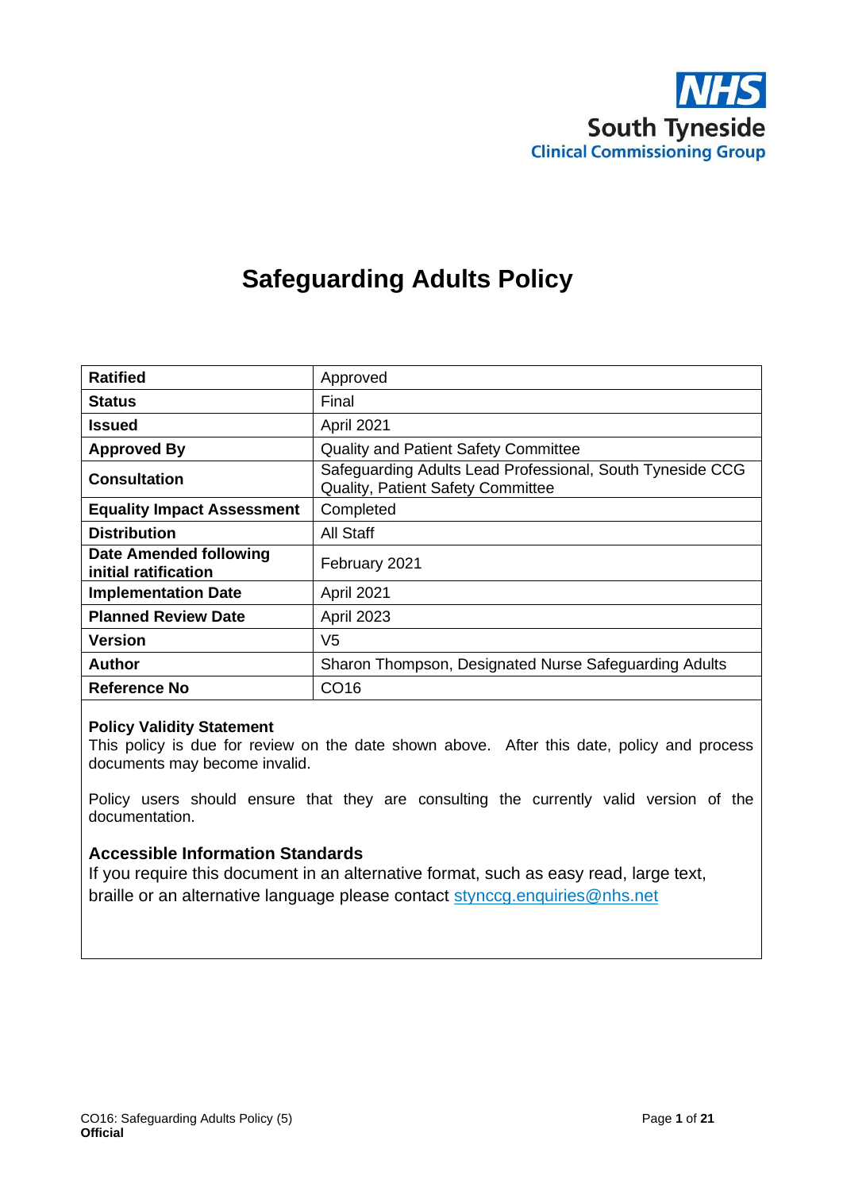NHS
South Tyneside
Clinical Commissioning Group

# Safeguarding Adults Policy

| | |
|---|---|
| **Ratified** | Approved |
| **Status** | Final |
| **Issued** | April 2021 |
| **Approved By** | Quality and Patient Safety Committee |
| **Consultation** | Safeguarding Adults Lead Professional, South Tyneside CCG Quality, Patient Safety Committee |
| **Equality Impact Assessment** | Completed |
| **Distribution** | All Staff |
| **Date Amended following initial ratification** | February 2021 |
| **Implementation Date** | April 2021 |
| **Planned Review Date** | April 2023 |
| **Version** | V5 |
| **Author** | Sharon Thompson, Designated Nurse Safeguarding Adults |
| **Reference No** | CO16 |

**Policy Validity Statement**
This policy is due for review on the date shown above. After this date, policy and process documents may become invalid.

Policy users should ensure that they are consulting the currently valid version of the documentation.

**Accessible Information Standards**
If you require this document in an alternative format, such as easy read, large text, braille or an alternative language please contact stynccg.enquiries@nhs.net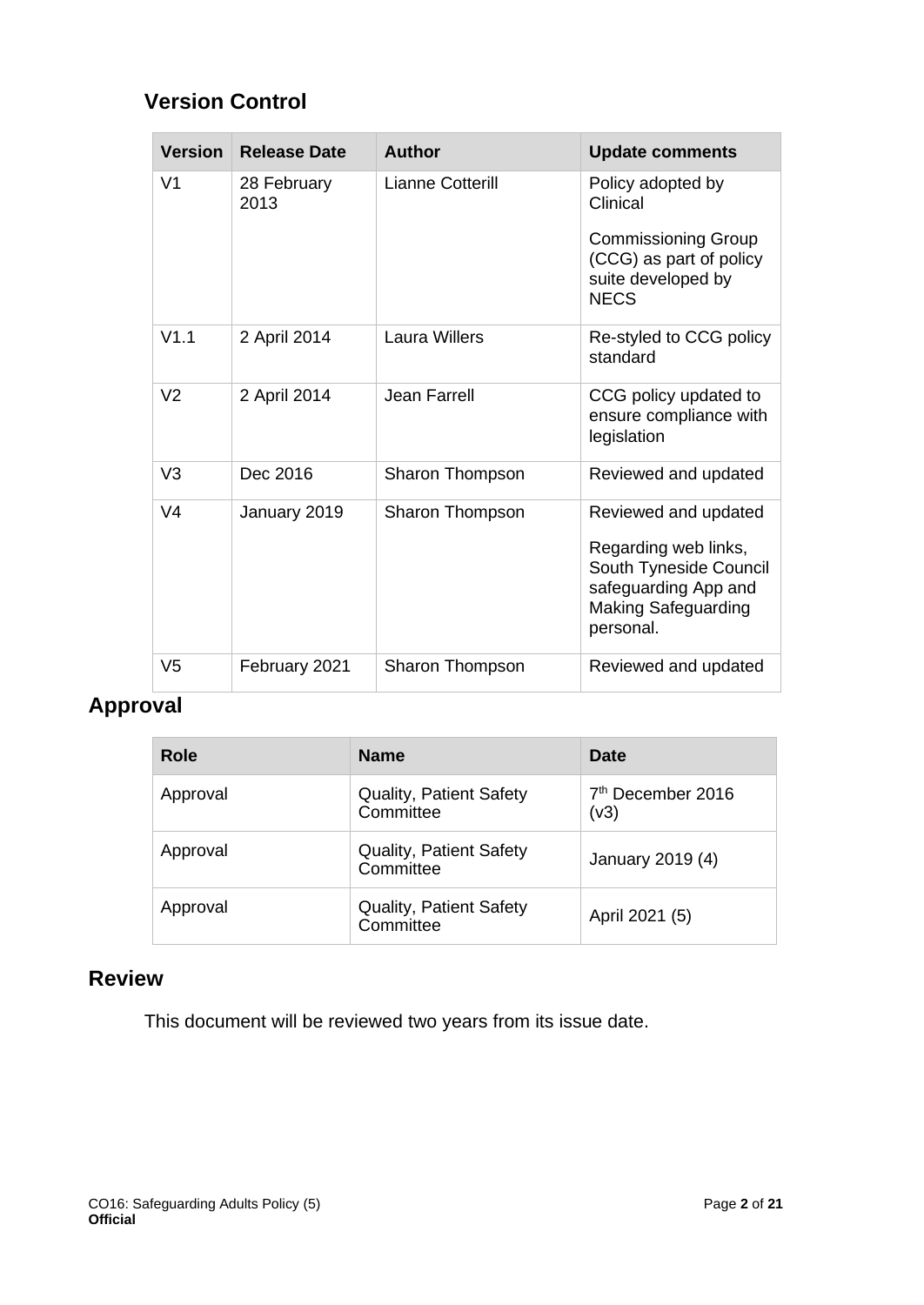## Version Control

| Version | Release Date | Author | Update comments |
|---|---|---|---|
| V1 | 28 February 2013 | Lianne Cotterill | Policy adopted by Clinical<br><br>Commissioning Group (CCG) as part of policy suite developed by NECS |
| V1.1 | 2 April 2014 | Laura Willers | Re-styled to CCG policy standard |
| V2 | 2 April 2014 | Jean Farrell | CCG policy updated to ensure compliance with legislation |
| V3 | Dec 2016 | Sharon Thompson | Reviewed and updated |
| V4 | January 2019 | Sharon Thompson | Reviewed and updated<br><br>Regarding web links, South Tyneside Council safeguarding App and Making Safeguarding personal. |
| V5 | February 2021 | Sharon Thompson | Reviewed and updated |

## Approval

| Role | Name | Date |
|---|---|---|
| Approval | Quality, Patient Safety Committee | 7th December 2016 (v3) |
| Approval | Quality, Patient Safety Committee | January 2019 (4) |
| Approval | Quality, Patient Safety Committee | April 2021 (5) |

## Review

This document will be reviewed two years from its issue date.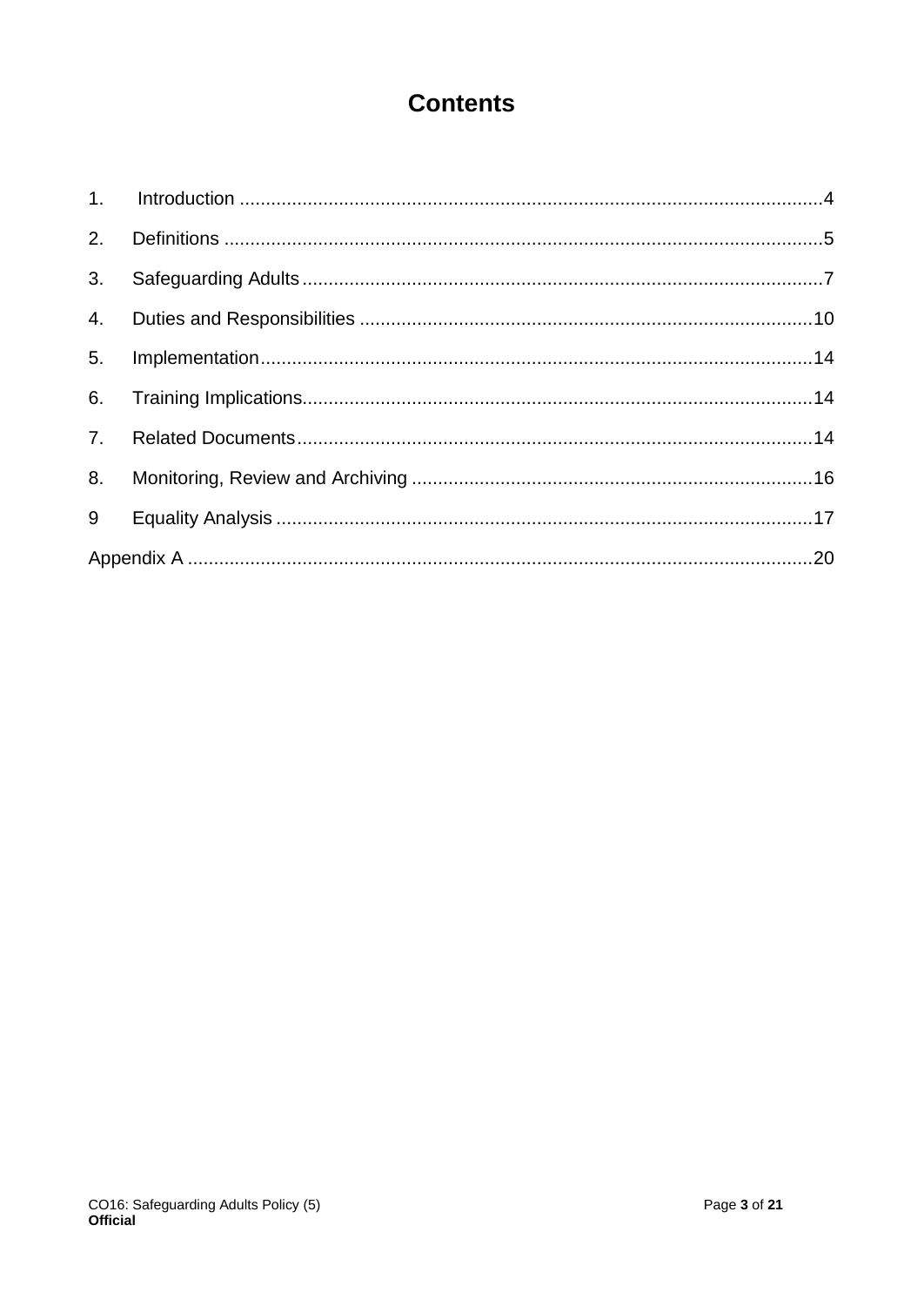# Contents

1. Introduction ....................................................................................................4
2. Definitions .......................................................................................................5
3. Safeguarding Adults ........................................................................................7
4. Duties and Responsibilities ...........................................................................10
5. Implementation..............................................................................................14
6. Training Implications......................................................................................14
7. Related Documents........................................................................................14
8. Monitoring, Review and Archiving .................................................................16
9 Equality Analysis ............................................................................................17

Appendix A .........................................................................................................20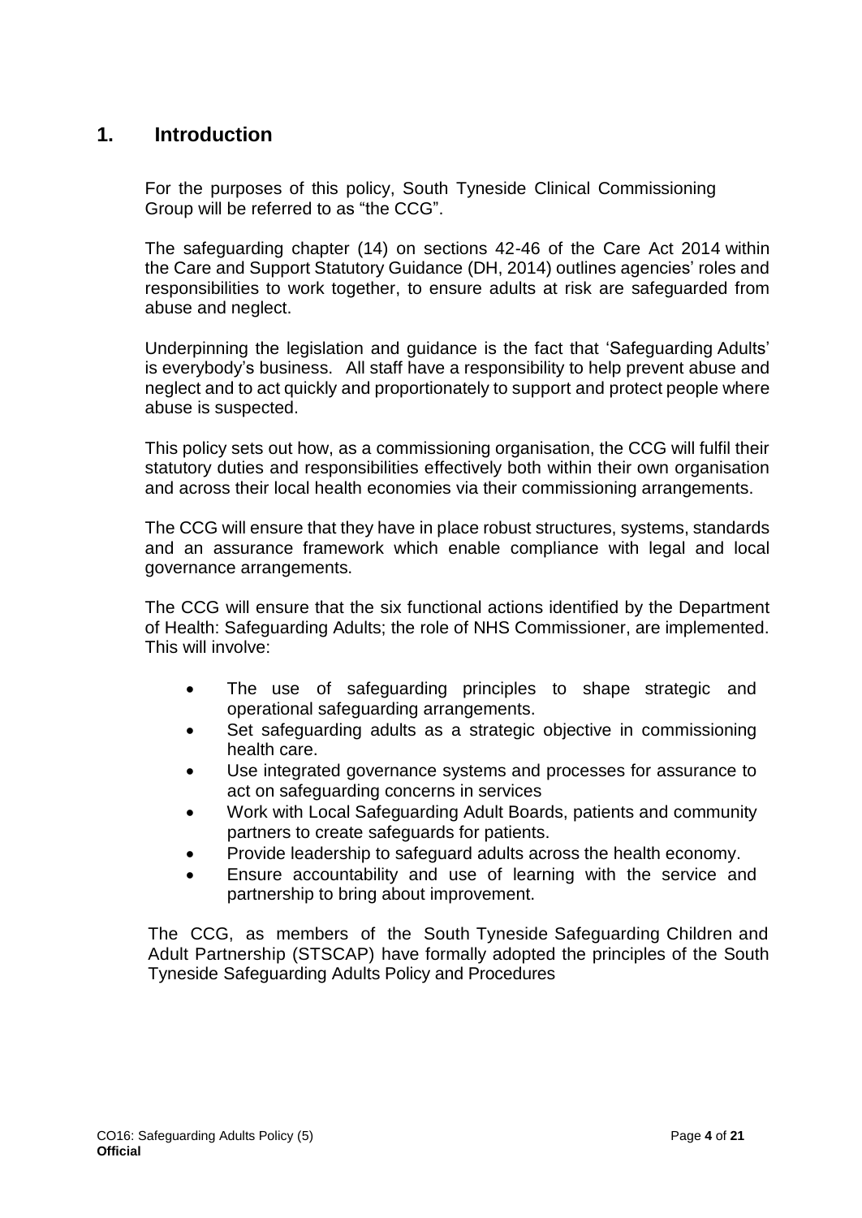## 1. Introduction

For the purposes of this policy, South Tyneside Clinical Commissioning Group will be referred to as "the CCG".

The safeguarding chapter (14) on sections 42-46 of the Care Act 2014 within the Care and Support Statutory Guidance (DH, 2014) outlines agencies' roles and responsibilities to work together, to ensure adults at risk are safeguarded from abuse and neglect.

Underpinning the legislation and guidance is the fact that 'Safeguarding Adults' is everybody's business. All staff have a responsibility to help prevent abuse and neglect and to act quickly and proportionately to support and protect people where abuse is suspected.

This policy sets out how, as a commissioning organisation, the CCG will fulfil their statutory duties and responsibilities effectively both within their own organisation and across their local health economies via their commissioning arrangements.

The CCG will ensure that they have in place robust structures, systems, standards and an assurance framework which enable compliance with legal and local governance arrangements.

The CCG will ensure that the six functional actions identified by the Department of Health: Safeguarding Adults; the role of NHS Commissioner, are implemented. This will involve:

- The use of safeguarding principles to shape strategic and operational safeguarding arrangements.
- Set safeguarding adults as a strategic objective in commissioning health care.
- Use integrated governance systems and processes for assurance to act on safeguarding concerns in services
- Work with Local Safeguarding Adult Boards, patients and community partners to create safeguards for patients.
- Provide leadership to safeguard adults across the health economy.
- Ensure accountability and use of learning with the service and partnership to bring about improvement.

The CCG, as members of the South Tyneside Safeguarding Children and Adult Partnership (STSCAP) have formally adopted the principles of the South Tyneside Safeguarding Adults Policy and Procedures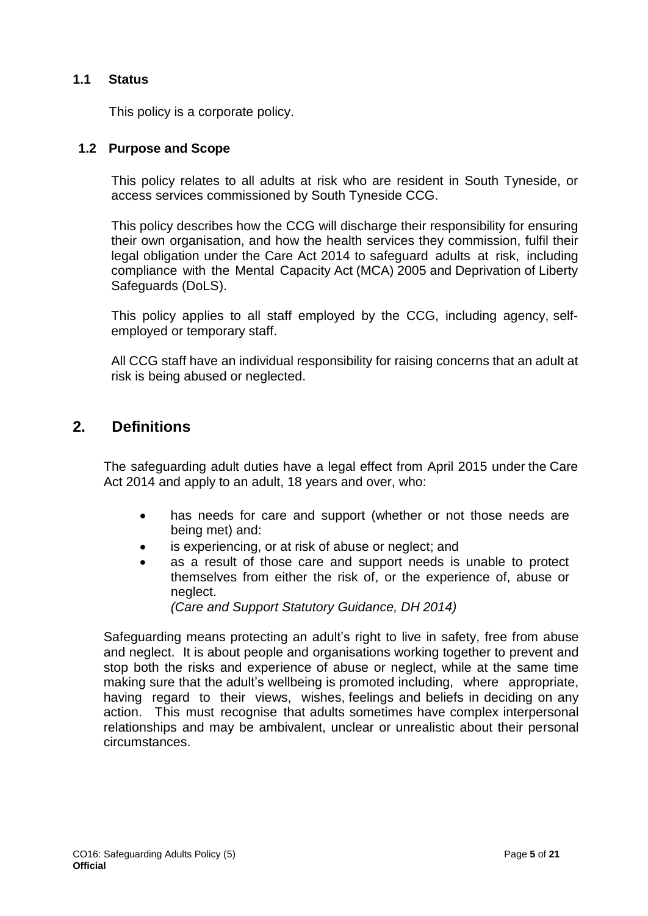### 1.1 Status

This policy is a corporate policy.

### 1.2 Purpose and Scope

This policy relates to all adults at risk who are resident in South Tyneside, or access services commissioned by South Tyneside CCG.

This policy describes how the CCG will discharge their responsibility for ensuring their own organisation, and how the health services they commission, fulfil their legal obligation under the Care Act 2014 to safeguard adults at risk, including compliance with the Mental Capacity Act (MCA) 2005 and Deprivation of Liberty Safeguards (DoLS).

This policy applies to all staff employed by the CCG, including agency, self-employed or temporary staff.

All CCG staff have an individual responsibility for raising concerns that an adult at risk is being abused or neglected.

## 2. Definitions

The safeguarding adult duties have a legal effect from April 2015 under the Care Act 2014 and apply to an adult, 18 years and over, who:

- has needs for care and support (whether or not those needs are being met) and:
- is experiencing, or at risk of abuse or neglect; and
- as a result of those care and support needs is unable to protect themselves from either the risk of, or the experience of, abuse or neglect.
  *(Care and Support Statutory Guidance, DH 2014)*

Safeguarding means protecting an adult's right to live in safety, free from abuse and neglect. It is about people and organisations working together to prevent and stop both the risks and experience of abuse or neglect, while at the same time making sure that the adult's wellbeing is promoted including, where appropriate, having regard to their views, wishes, feelings and beliefs in deciding on any action. This must recognise that adults sometimes have complex interpersonal relationships and may be ambivalent, unclear or unrealistic about their personal circumstances.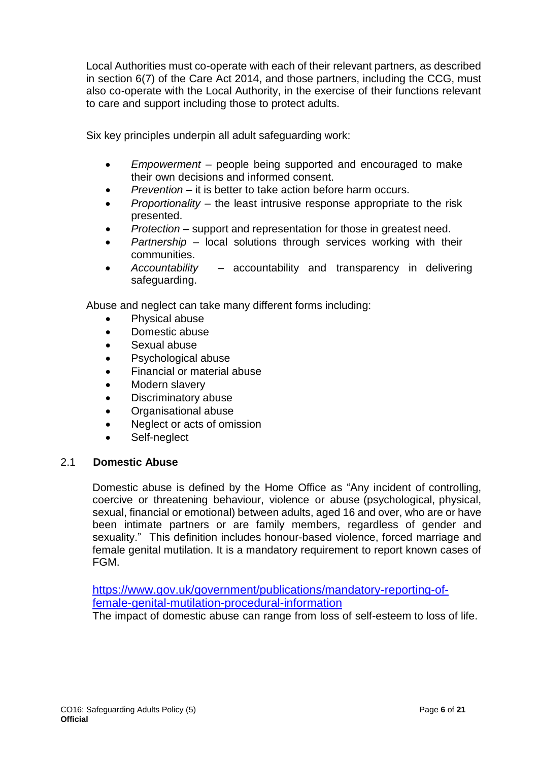Local Authorities must co-operate with each of their relevant partners, as described in section 6(7) of the Care Act 2014, and those partners, including the CCG, must also co-operate with the Local Authority, in the exercise of their functions relevant to care and support including those to protect adults.

Six key principles underpin all adult safeguarding work:

- *Empowerment* – people being supported and encouraged to make their own decisions and informed consent.
- *Prevention* – it is better to take action before harm occurs.
- *Proportionality* – the least intrusive response appropriate to the risk presented.
- *Protection* – support and representation for those in greatest need.
- *Partnership* – local solutions through services working with their communities.
- *Accountability* – accountability and transparency in delivering safeguarding.

Abuse and neglect can take many different forms including:

- Physical abuse
- Domestic abuse
- Sexual abuse
- Psychological abuse
- Financial or material abuse
- Modern slavery
- Discriminatory abuse
- Organisational abuse
- Neglect or acts of omission
- Self-neglect

## 2.1 Domestic Abuse

Domestic abuse is defined by the Home Office as "Any incident of controlling, coercive or threatening behaviour, violence or abuse (psychological, physical, sexual, financial or emotional) between adults, aged 16 and over, who are or have been intimate partners or are family members, regardless of gender and sexuality." This definition includes honour-based violence, forced marriage and female genital mutilation. It is a mandatory requirement to report known cases of FGM.

https://www.gov.uk/government/publications/mandatory-reporting-of-female-genital-mutilation-procedural-information

The impact of domestic abuse can range from loss of self-esteem to loss of life.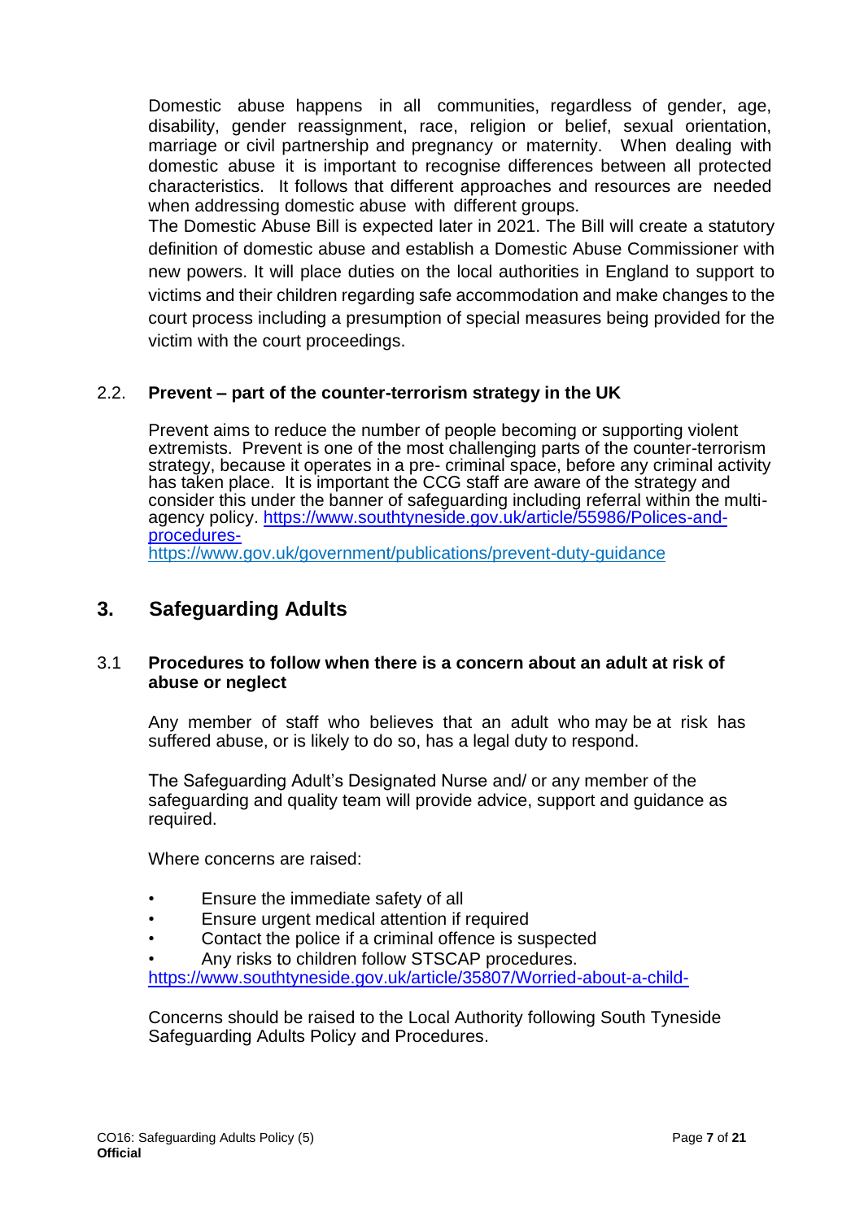Domestic abuse happens in all communities, regardless of gender, age, disability, gender reassignment, race, religion or belief, sexual orientation, marriage or civil partnership and pregnancy or maternity. When dealing with domestic abuse it is important to recognise differences between all protected characteristics. It follows that different approaches and resources are needed when addressing domestic abuse with different groups.

The Domestic Abuse Bill is expected later in 2021. The Bill will create a statutory definition of domestic abuse and establish a Domestic Abuse Commissioner with new powers. It will place duties on the local authorities in England to support to victims and their children regarding safe accommodation and make changes to the court process including a presumption of special measures being provided for the victim with the court proceedings.

### 2.2. Prevent – part of the counter-terrorism strategy in the UK

Prevent aims to reduce the number of people becoming or supporting violent extremists. Prevent is one of the most challenging parts of the counter-terrorism strategy, because it operates in a pre- criminal space, before any criminal activity has taken place. It is important the CCG staff are aware of the strategy and consider this under the banner of safeguarding including referral within the multi-agency policy. https://www.southtyneside.gov.uk/article/55986/Polices-and-procedures-
https://www.gov.uk/government/publications/prevent-duty-guidance

## 3. Safeguarding Adults

### 3.1 Procedures to follow when there is a concern about an adult at risk of abuse or neglect

Any member of staff who believes that an adult who may be at risk has suffered abuse, or is likely to do so, has a legal duty to respond.

The Safeguarding Adult's Designated Nurse and/ or any member of the safeguarding and quality team will provide advice, support and guidance as required.

Where concerns are raised:

- Ensure the immediate safety of all
- Ensure urgent medical attention if required
- Contact the police if a criminal offence is suspected
- Any risks to children follow STSCAP procedures.

https://www.southtyneside.gov.uk/article/35807/Worried-about-a-child-

Concerns should be raised to the Local Authority following South Tyneside Safeguarding Adults Policy and Procedures.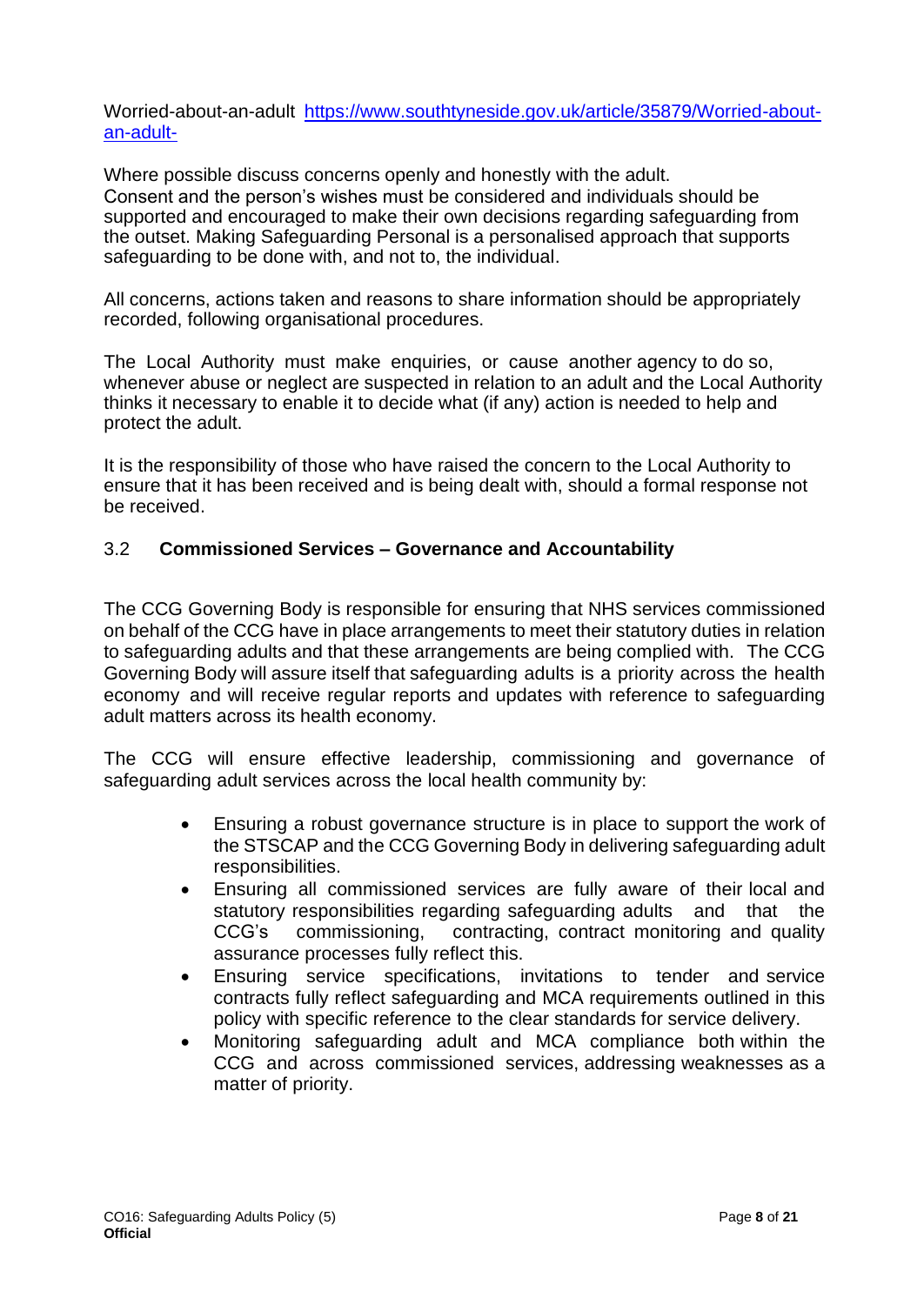Worried-about-an-adult [https://www.southtyneside.gov.uk/article/35879/Worried-about-an-adult-](https://www.southtyneside.gov.uk/article/35879/Worried-about-an-adult-)

Where possible discuss concerns openly and honestly with the adult. Consent and the person's wishes must be considered and individuals should be supported and encouraged to make their own decisions regarding safeguarding from the outset. Making Safeguarding Personal is a personalised approach that supports safeguarding to be done with, and not to, the individual.

All concerns, actions taken and reasons to share information should be appropriately recorded, following organisational procedures.

The Local Authority must make enquiries, or cause another agency to do so, whenever abuse or neglect are suspected in relation to an adult and the Local Authority thinks it necessary to enable it to decide what (if any) action is needed to help and protect the adult.

It is the responsibility of those who have raised the concern to the Local Authority to ensure that it has been received and is being dealt with, should a formal response not be received.

### 3.2 Commissioned Services – Governance and Accountability

The CCG Governing Body is responsible for ensuring that NHS services commissioned on behalf of the CCG have in place arrangements to meet their statutory duties in relation to safeguarding adults and that these arrangements are being complied with. The CCG Governing Body will assure itself that safeguarding adults is a priority across the health economy and will receive regular reports and updates with reference to safeguarding adult matters across its health economy.

The CCG will ensure effective leadership, commissioning and governance of safeguarding adult services across the local health community by:

- Ensuring a robust governance structure is in place to support the work of the STSCAP and the CCG Governing Body in delivering safeguarding adult responsibilities.
- Ensuring all commissioned services are fully aware of their local and statutory responsibilities regarding safeguarding adults and that the CCG's commissioning, contracting, contract monitoring and quality assurance processes fully reflect this.
- Ensuring service specifications, invitations to tender and service contracts fully reflect safeguarding and MCA requirements outlined in this policy with specific reference to the clear standards for service delivery.
- Monitoring safeguarding adult and MCA compliance both within the CCG and across commissioned services, addressing weaknesses as a matter of priority.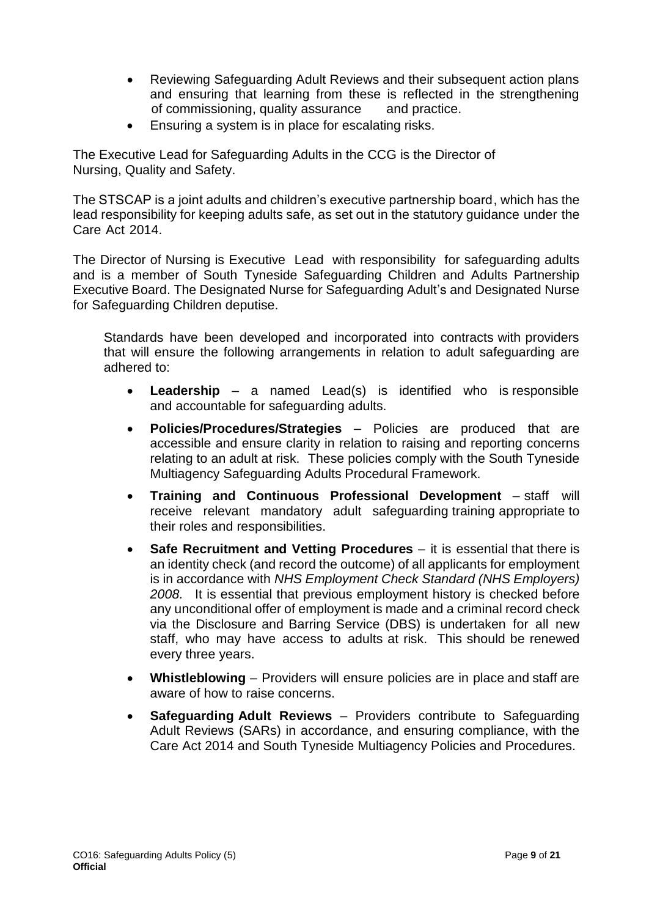- Reviewing Safeguarding Adult Reviews and their subsequent action plans and ensuring that learning from these is reflected in the strengthening of commissioning, quality assurance and practice.
- Ensuring a system is in place for escalating risks.

The Executive Lead for Safeguarding Adults in the CCG is the Director of Nursing, Quality and Safety.

The STSCAP is a joint adults and children's executive partnership board, which has the lead responsibility for keeping adults safe, as set out in the statutory guidance under the Care Act 2014.

The Director of Nursing is Executive Lead with responsibility for safeguarding adults and is a member of South Tyneside Safeguarding Children and Adults Partnership Executive Board. The Designated Nurse for Safeguarding Adult's and Designated Nurse for Safeguarding Children deputise.

Standards have been developed and incorporated into contracts with providers that will ensure the following arrangements in relation to adult safeguarding are adhered to:

- **Leadership** – a named Lead(s) is identified who is responsible and accountable for safeguarding adults.
- **Policies/Procedures/Strategies** – Policies are produced that are accessible and ensure clarity in relation to raising and reporting concerns relating to an adult at risk. These policies comply with the South Tyneside Multiagency Safeguarding Adults Procedural Framework.
- **Training and Continuous Professional Development** – staff will receive relevant mandatory adult safeguarding training appropriate to their roles and responsibilities.
- **Safe Recruitment and Vetting Procedures** – it is essential that there is an identity check (and record the outcome) of all applicants for employment is in accordance with *NHS Employment Check Standard (NHS Employers) 2008.* It is essential that previous employment history is checked before any unconditional offer of employment is made and a criminal record check via the Disclosure and Barring Service (DBS) is undertaken for all new staff, who may have access to adults at risk. This should be renewed every three years.
- **Whistleblowing** – Providers will ensure policies are in place and staff are aware of how to raise concerns.
- **Safeguarding Adult Reviews** – Providers contribute to Safeguarding Adult Reviews (SARs) in accordance, and ensuring compliance, with the Care Act 2014 and South Tyneside Multiagency Policies and Procedures.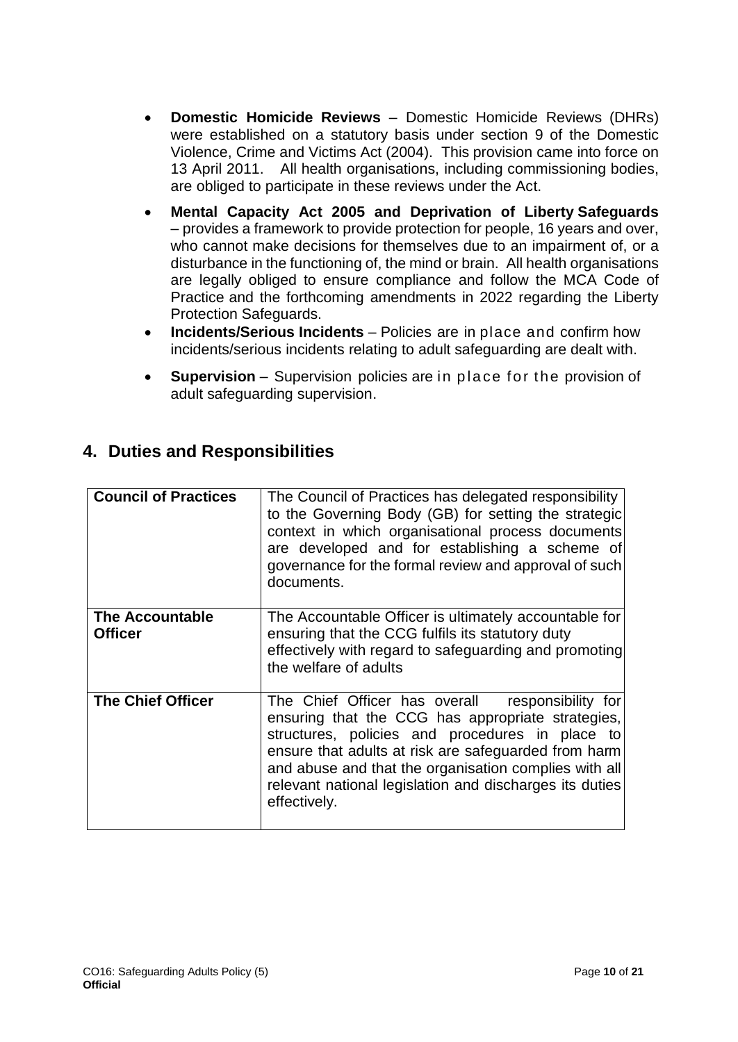- **Domestic Homicide Reviews** – Domestic Homicide Reviews (DHRs) were established on a statutory basis under section 9 of the Domestic Violence, Crime and Victims Act (2004). This provision came into force on 13 April 2011. All health organisations, including commissioning bodies, are obliged to participate in these reviews under the Act.
- **Mental Capacity Act 2005 and Deprivation of Liberty Safeguards** – provides a framework to provide protection for people, 16 years and over, who cannot make decisions for themselves due to an impairment of, or a disturbance in the functioning of, the mind or brain. All health organisations are legally obliged to ensure compliance and follow the MCA Code of Practice and the forthcoming amendments in 2022 regarding the Liberty Protection Safeguards.
- **Incidents/Serious Incidents** – Policies are in place and confirm how incidents/serious incidents relating to adult safeguarding are dealt with.
- **Supervision** – Supervision policies are in place for the provision of adult safeguarding supervision.

## 4. Duties and Responsibilities

| | |
|---|---|
| **Council of Practices** | The Council of Practices has delegated responsibility to the Governing Body (GB) for setting the strategic context in which organisational process documents are developed and for establishing a scheme of governance for the formal review and approval of such documents. |
| **The Accountable Officer** | The Accountable Officer is ultimately accountable for ensuring that the CCG fulfils its statutory duty effectively with regard to safeguarding and promoting the welfare of adults |
| **The Chief Officer** | The Chief Officer has overall responsibility for ensuring that the CCG has appropriate strategies, structures, policies and procedures in place to ensure that adults at risk are safeguarded from harm and abuse and that the organisation complies with all relevant national legislation and discharges its duties effectively. |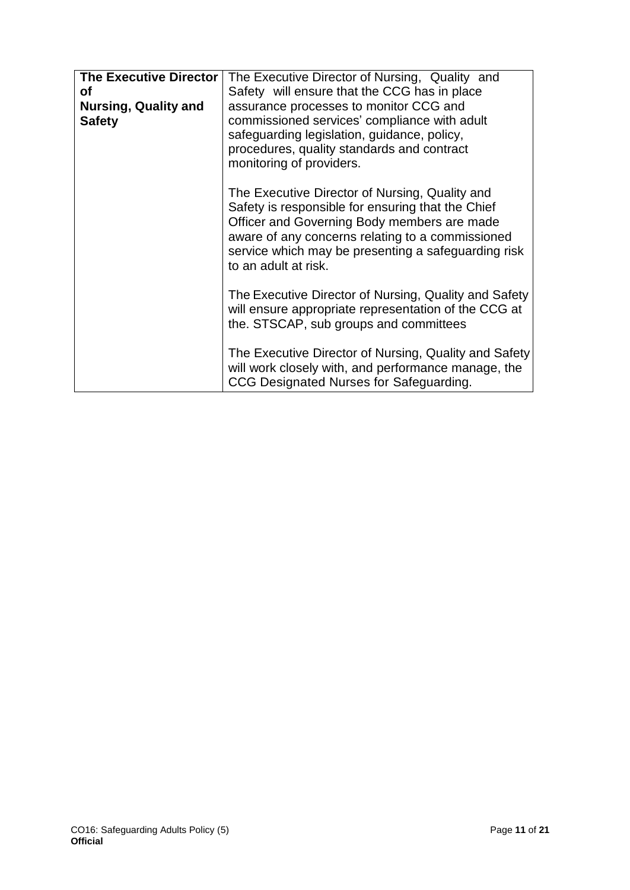| **The Executive Director of Nursing, Quality and Safety** | The Executive Director of Nursing, Quality and Safety will ensure that the CCG has in place assurance processes to monitor CCG and commissioned services' compliance with adult safeguarding legislation, guidance, policy, procedures, quality standards and contract monitoring of providers.<br><br>The Executive Director of Nursing, Quality and Safety is responsible for ensuring that the Chief Officer and Governing Body members are made aware of any concerns relating to a commissioned service which may be presenting a safeguarding risk to an adult at risk.<br><br>The Executive Director of Nursing, Quality and Safety will ensure appropriate representation of the CCG at the. STSCAP, sub groups and committees<br><br>The Executive Director of Nursing, Quality and Safety will work closely with, and performance manage, the CCG Designated Nurses for Safeguarding. |
|---|---|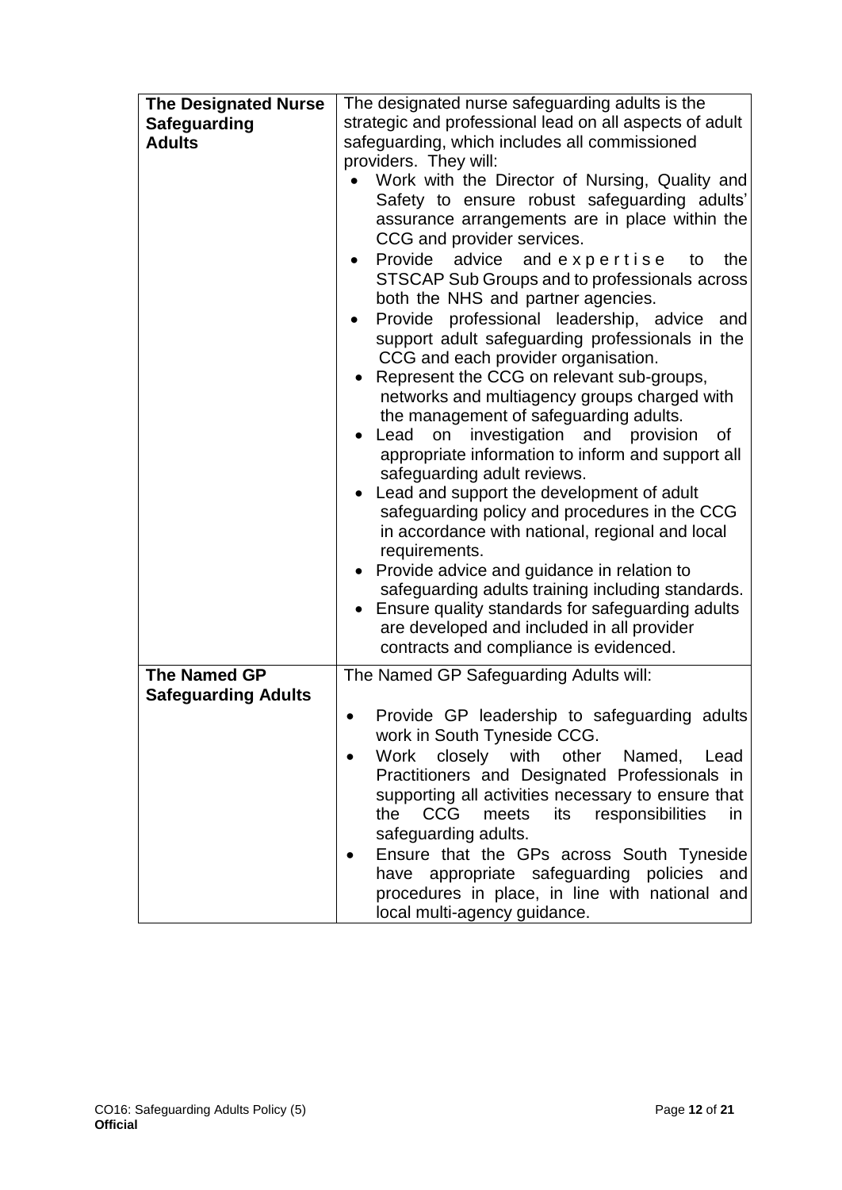| | |
|---|---|
| **The Designated Nurse Safeguarding Adults** | The designated nurse safeguarding adults is the strategic and professional lead on all aspects of adult safeguarding, which includes all commissioned providers. They will:<br>• Work with the Director of Nursing, Quality and Safety to ensure robust safeguarding adults' assurance arrangements are in place within the CCG and provider services.<br>• Provide advice and expertise to the STSCAP Sub Groups and to professionals across both the NHS and partner agencies.<br>• Provide professional leadership, advice and support adult safeguarding professionals in the CCG and each provider organisation.<br>• Represent the CCG on relevant sub-groups, networks and multiagency groups charged with the management of safeguarding adults.<br>• Lead on investigation and provision of appropriate information to inform and support all safeguarding adult reviews.<br>• Lead and support the development of adult safeguarding policy and procedures in the CCG in accordance with national, regional and local requirements.<br>• Provide advice and guidance in relation to safeguarding adults training including standards.<br>• Ensure quality standards for safeguarding adults are developed and included in all provider contracts and compliance is evidenced. |
| **The Named GP Safeguarding Adults** | The Named GP Safeguarding Adults will:<br>• Provide GP leadership to safeguarding adults work in South Tyneside CCG.<br>• Work closely with other Named, Lead Practitioners and Designated Professionals in supporting all activities necessary to ensure that the CCG meets its responsibilities in safeguarding adults.<br>• Ensure that the GPs across South Tyneside have appropriate safeguarding policies and procedures in place, in line with national and local multi-agency guidance. |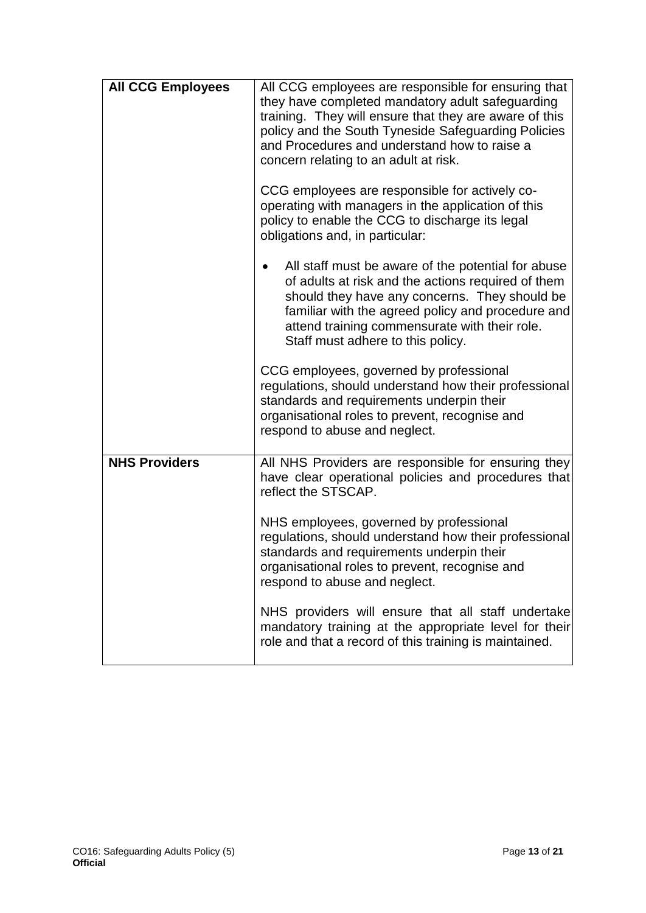| | |
|---|---|
| **All CCG Employees** | All CCG employees are responsible for ensuring that they have completed mandatory adult safeguarding training. They will ensure that they are aware of this policy and the South Tyneside Safeguarding Policies and Procedures and understand how to raise a concern relating to an adult at risk.<br><br>CCG employees are responsible for actively co-operating with managers in the application of this policy to enable the CCG to discharge its legal obligations and, in particular:<br><br>• All staff must be aware of the potential for abuse of adults at risk and the actions required of them should they have any concerns. They should be familiar with the agreed policy and procedure and attend training commensurate with their role. Staff must adhere to this policy.<br><br>CCG employees, governed by professional regulations, should understand how their professional standards and requirements underpin their organisational roles to prevent, recognise and respond to abuse and neglect. |
| **NHS Providers** | All NHS Providers are responsible for ensuring they have clear operational policies and procedures that reflect the STSCAP.<br><br>NHS employees, governed by professional regulations, should understand how their professional standards and requirements underpin their organisational roles to prevent, recognise and respond to abuse and neglect.<br><br>NHS providers will ensure that all staff undertake mandatory training at the appropriate level for their role and that a record of this training is maintained. |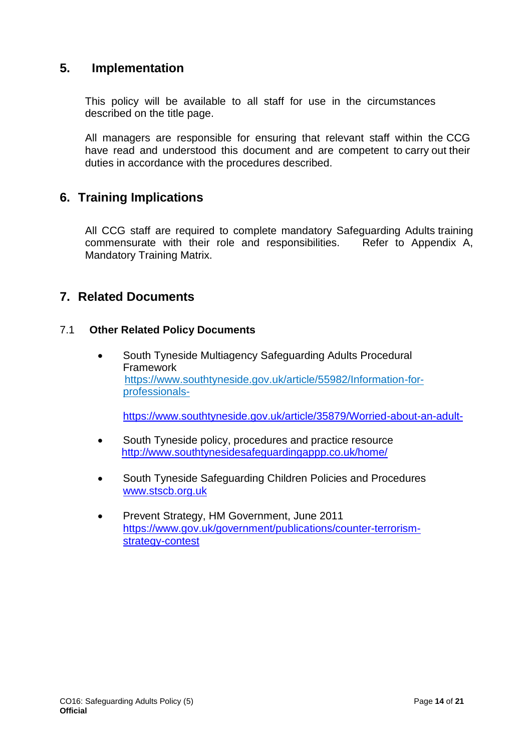## 5. Implementation

This policy will be available to all staff for use in the circumstances described on the title page.

All managers are responsible for ensuring that relevant staff within the CCG have read and understood this document and are competent to carry out their duties in accordance with the procedures described.

## 6. Training Implications

All CCG staff are required to complete mandatory Safeguarding Adults training commensurate with their role and responsibilities. Refer to Appendix A, Mandatory Training Matrix.

## 7. Related Documents

### 7.1 Other Related Policy Documents

- South Tyneside Multiagency Safeguarding Adults Procedural Framework
  https://www.southtyneside.gov.uk/article/55982/Information-for-professionals-

  https://www.southtyneside.gov.uk/article/35879/Worried-about-an-adult-

- South Tyneside policy, procedures and practice resource
  http://www.southtynesidesafeguardingappp.co.uk/home/

- South Tyneside Safeguarding Children Policies and Procedures
  www.stscb.org.uk

- Prevent Strategy, HM Government, June 2011
  https://www.gov.uk/government/publications/counter-terrorism-strategy-contest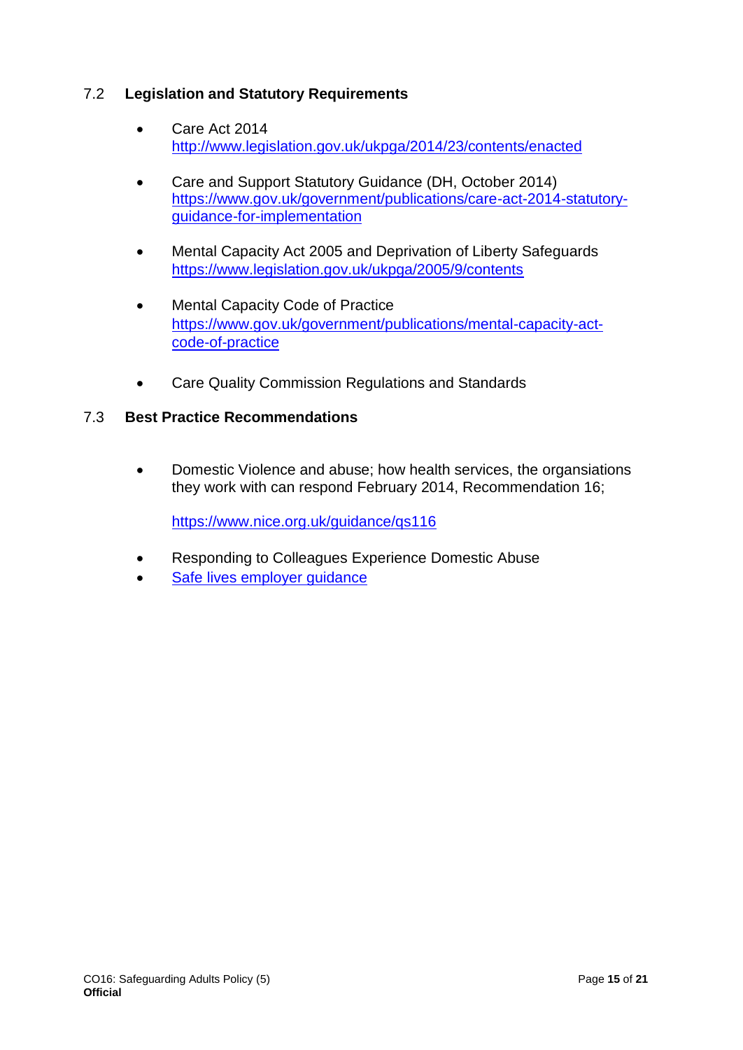## 7.2 Legislation and Statutory Requirements

- Care Act 2014
  http://www.legislation.gov.uk/ukpga/2014/23/contents/enacted

- Care and Support Statutory Guidance (DH, October 2014)
  https://www.gov.uk/government/publications/care-act-2014-statutory-guidance-for-implementation

- Mental Capacity Act 2005 and Deprivation of Liberty Safeguards
  https://www.legislation.gov.uk/ukpga/2005/9/contents

- Mental Capacity Code of Practice
  https://www.gov.uk/government/publications/mental-capacity-act-code-of-practice

- Care Quality Commission Regulations and Standards

## 7.3 Best Practice Recommendations

- Domestic Violence and abuse; how health services, the organsiations they work with can respond February 2014, Recommendation 16;

  https://www.nice.org.uk/guidance/qs116

- Responding to Colleagues Experience Domestic Abuse
- Safe lives employer guidance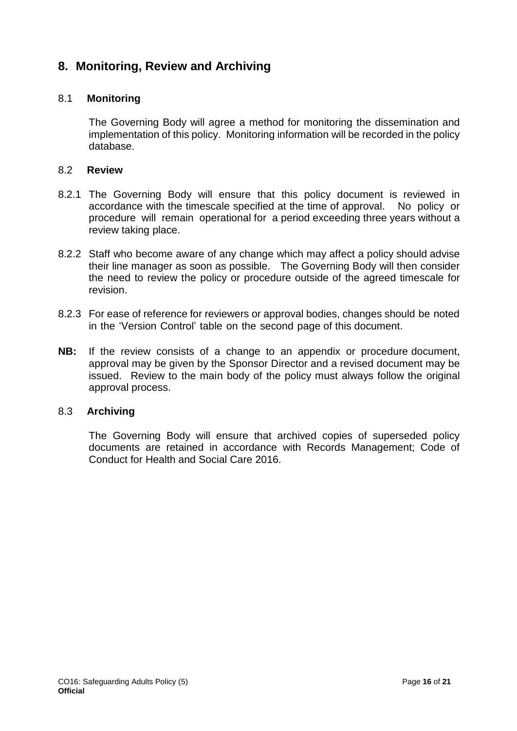## 8. Monitoring, Review and Archiving

### 8.1 Monitoring

The Governing Body will agree a method for monitoring the dissemination and implementation of this policy. Monitoring information will be recorded in the policy database.

### 8.2 Review

8.2.1 The Governing Body will ensure that this policy document is reviewed in accordance with the timescale specified at the time of approval. No policy or procedure will remain operational for a period exceeding three years without a review taking place.

8.2.2 Staff who become aware of any change which may affect a policy should advise their line manager as soon as possible. The Governing Body will then consider the need to review the policy or procedure outside of the agreed timescale for revision.

8.2.3 For ease of reference for reviewers or approval bodies, changes should be noted in the 'Version Control' table on the second page of this document.

**NB:** If the review consists of a change to an appendix or procedure document, approval may be given by the Sponsor Director and a revised document may be issued. Review to the main body of the policy must always follow the original approval process.

### 8.3 Archiving

The Governing Body will ensure that archived copies of superseded policy documents are retained in accordance with Records Management; Code of Conduct for Health and Social Care 2016.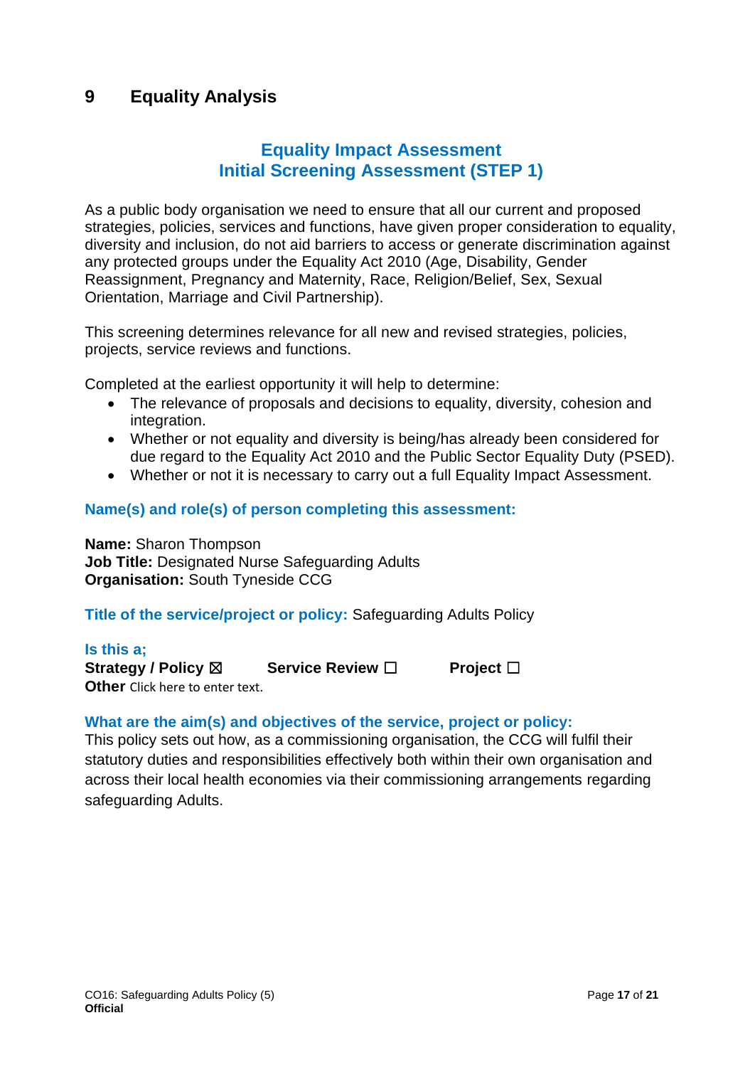## 9 Equality Analysis

### Equality Impact Assessment
### Initial Screening Assessment (STEP 1)

As a public body organisation we need to ensure that all our current and proposed strategies, policies, services and functions, have given proper consideration to equality, diversity and inclusion, do not aid barriers to access or generate discrimination against any protected groups under the Equality Act 2010 (Age, Disability, Gender Reassignment, Pregnancy and Maternity, Race, Religion/Belief, Sex, Sexual Orientation, Marriage and Civil Partnership).

This screening determines relevance for all new and revised strategies, policies, projects, service reviews and functions.

Completed at the earliest opportunity it will help to determine:

- The relevance of proposals and decisions to equality, diversity, cohesion and integration.
- Whether or not equality and diversity is being/has already been considered for due regard to the Equality Act 2010 and the Public Sector Equality Duty (PSED).
- Whether or not it is necessary to carry out a full Equality Impact Assessment.

**Name(s) and role(s) of person completing this assessment:**

**Name:** Sharon Thompson
**Job Title:** Designated Nurse Safeguarding Adults
**Organisation:** South Tyneside CCG

**Title of the service/project or policy:** Safeguarding Adults Policy

**Is this a;**
**Strategy / Policy** ☒ **Service Review** ☐ **Project** ☐
**Other** Click here to enter text.

**What are the aim(s) and objectives of the service, project or policy:**
This policy sets out how, as a commissioning organisation, the CCG will fulfil their statutory duties and responsibilities effectively both within their own organisation and across their local health economies via their commissioning arrangements regarding safeguarding Adults.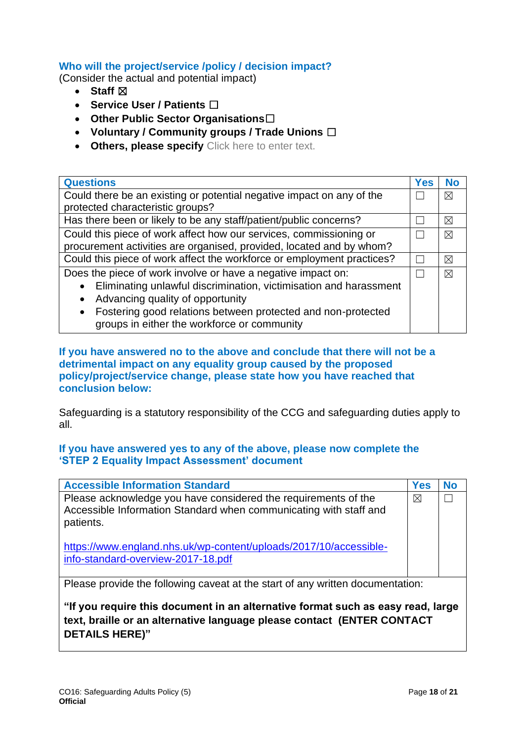### Who will the project/service /policy / decision impact?

(Consider the actual and potential impact)

- **Staff** ☒
- **Service User / Patients** ☐
- **Other Public Sector Organisations**☐
- **Voluntary / Community groups / Trade Unions** ☐
- **Others, please specify** Click here to enter text.

| Questions | Yes | No |
|---|---|---|
| Could there be an existing or potential negative impact on any of the protected characteristic groups? | ☐ | ☒ |
| Has there been or likely to be any staff/patient/public concerns? | ☐ | ☒ |
| Could this piece of work affect how our services, commissioning or procurement activities are organised, provided, located and by whom? | ☐ | ☒ |
| Could this piece of work affect the workforce or employment practices? | ☐ | ☒ |
| Does the piece of work involve or have a negative impact on:<br>• Eliminating unlawful discrimination, victimisation and harassment<br>• Advancing quality of opportunity<br>• Fostering good relations between protected and non-protected groups in either the workforce or community | ☐ | ☒ |

**If you have answered no to the above and conclude that there will not be a detrimental impact on any equality group caused by the proposed policy/project/service change, please state how you have reached that conclusion below:**

Safeguarding is a statutory responsibility of the CCG and safeguarding duties apply to all.

**If you have answered yes to any of the above, please now complete the 'STEP 2 Equality Impact Assessment' document**

| Accessible Information Standard | Yes | No |
|---|---|---|
| Please acknowledge you have considered the requirements of the Accessible Information Standard when communicating with staff and patients.<br><br>https://www.england.nhs.uk/wp-content/uploads/2017/10/accessible-info-standard-overview-2017-18.pdf | ☒ | ☐ |
| Please provide the following caveat at the start of any written documentation:<br><br>**"If you require this document in an alternative format such as easy read, large text, braille or an alternative language please contact (ENTER CONTACT DETAILS HERE)"** | | |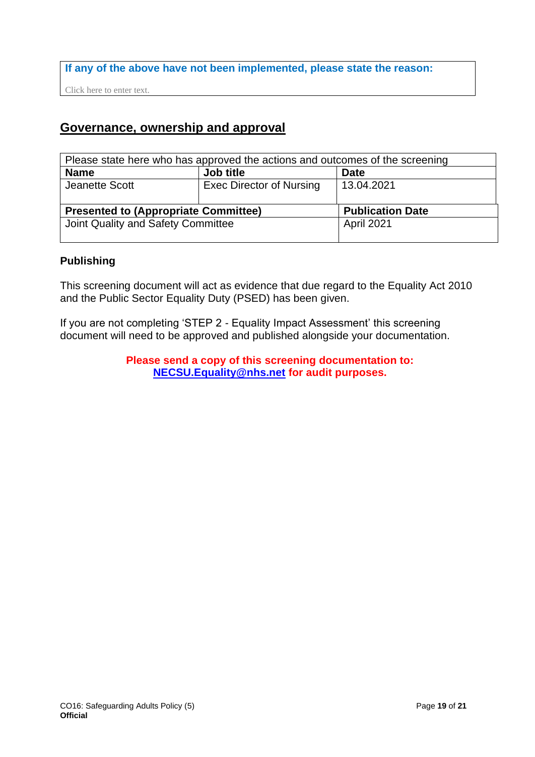**If any of the above have not been implemented, please state the reason:**

Click here to enter text.

## Governance, ownership and approval

| Please state here who has approved the actions and outcomes of the screening | | |
|---|---|---|
| **Name** | **Job title** | **Date** |
| Jeanette Scott | Exec Director of Nursing | 13.04.2021 |
| **Presented to (Appropriate Committee)** | | **Publication Date** |
| Joint Quality and Safety Committee | | April 2021 |

### Publishing

This screening document will act as evidence that due regard to the Equality Act 2010 and the Public Sector Equality Duty (PSED) has been given.

If you are not completing 'STEP 2 - Equality Impact Assessment' this screening document will need to be approved and published alongside your documentation.

**Please send a copy of this screening documentation to: NECSU.Equality@nhs.net for audit purposes.**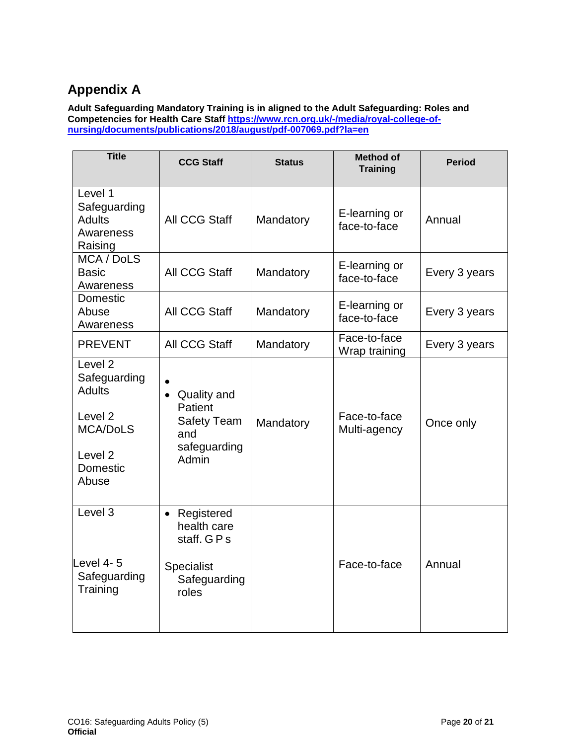## Appendix A

**Adult Safeguarding Mandatory Training is in aligned to the Adult Safeguarding: Roles and Competencies for Health Care Staff [https://www.rcn.org.uk/-/media/royal-college-of-nursing/documents/publications/2018/august/pdf-007069.pdf?la=en](https://www.rcn.org.uk/-/media/royal-college-of-nursing/documents/publications/2018/august/pdf-007069.pdf?la=en)**

| Title | CCG Staff | Status | Method of Training | Period |
|---|---|---|---|---|
| Level 1 Safeguarding Adults Awareness Raising | All CCG Staff | Mandatory | E-learning or face-to-face | Annual |
| MCA / DoLS Basic Awareness | All CCG Staff | Mandatory | E-learning or face-to-face | Every 3 years |
| Domestic Abuse Awareness | All CCG Staff | Mandatory | E-learning or face-to-face | Every 3 years |
| PREVENT | All CCG Staff | Mandatory | Face-to-face Wrap training | Every 3 years |
| Level 2 Safeguarding Adults<br><br>Level 2 MCA/DoLS<br><br>Level 2 Domestic Abuse | • <br>• Quality and Patient Safety Team and safeguarding Admin | Mandatory | Face-to-face Multi-agency | Once only |
| Level 3<br><br>Level 4- 5 Safeguarding Training | • Registered health care staff. G P s<br><br>Specialist Safeguarding roles | | Face-to-face | Annual |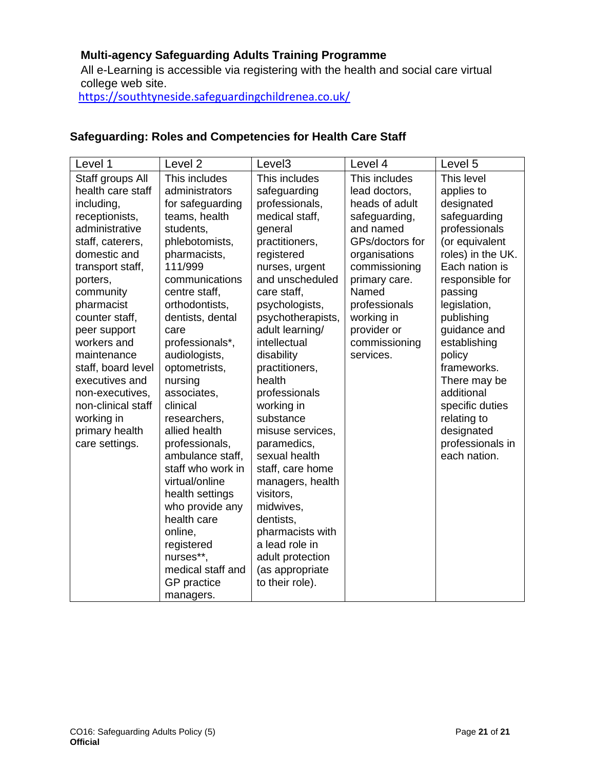**Multi-agency Safeguarding Adults Training Programme**

All e-Learning is accessible via registering with the health and social care virtual college web site.

https://southtyneside.safeguardingchildrenea.co.uk/

## Safeguarding: Roles and Competencies for Health Care Staff

| Level 1 | Level 2 | Level3 | Level 4 | Level 5 |
|---|---|---|---|---|
| Staff groups All health care staff including, receptionists, administrative staff, caterers, domestic and transport staff, porters, community pharmacist counter staff, peer support workers and maintenance staff, board level executives and non-executives, non-clinical staff working in primary health care settings. | This includes administrators for safeguarding teams, health students, phlebotomists, pharmacists, 111/999 communications centre staff, orthodontists, dentists, dental care professionals*, audiologists, optometrists, nursing associates, clinical researchers, allied health professionals, ambulance staff, staff who work in virtual/online health settings who provide any health care online, registered nurses**, medical staff and GP practice managers. | This includes safeguarding professionals, medical staff, general practitioners, registered nurses, urgent and unscheduled care staff, psychologists, psychotherapists, adult learning/ intellectual disability practitioners, health professionals working in substance misuse services, paramedics, sexual health staff, care home managers, health visitors, midwives, dentists, pharmacists with a lead role in adult protection (as appropriate to their role). | This includes lead doctors, heads of adult safeguarding, and named GPs/doctors for organisations commissioning primary care. Named professionals working in provider or commissioning services. | This level applies to designated safeguarding professionals (or equivalent roles) in the UK. Each nation is responsible for passing legislation, publishing guidance and establishing policy frameworks. There may be additional specific duties relating to designated professionals in each nation. |

CO16: Safeguarding Adults Policy (5)
**Official**